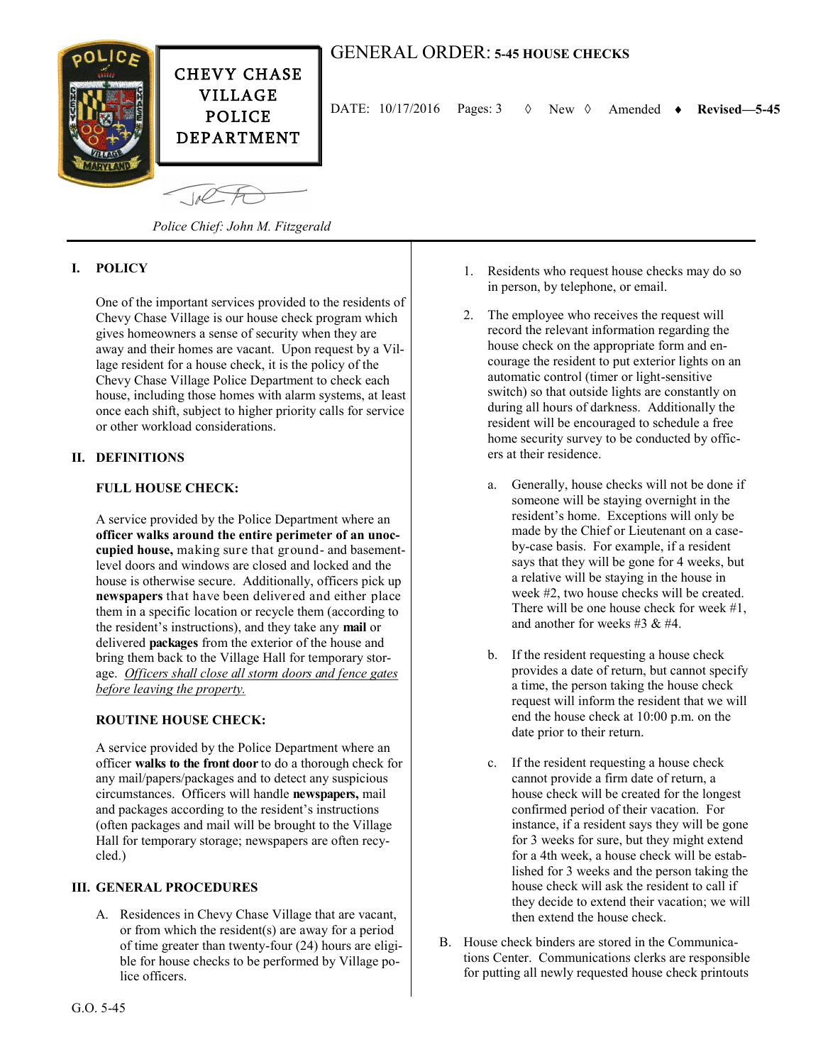CHEVY CHASE VILLAGE POLICE DEPARTMENT

# GENERAL ORDER: 5-45 HOUSE CHECKS

DATE: 10/17/2016 Pages: 3 ◊ New ◊ Amended ♦ **Revised—5-45**

*Police Chief: John M. Fitzgerald*

## I. POLICY

One of the important services provided to the residents of Chevy Chase Village is our house check program which gives homeowners a sense of security when they are away and their homes are vacant. Upon request by a Village resident for a house check, it is the policy of the Chevy Chase Village Police Department to check each house, including those homes with alarm systems, at least once each shift, subject to higher priority calls for service or other workload considerations.

## II. DEFINITIONS

### FULL HOUSE CHECK:

A service provided by the Police Department where an **officer walks around the entire perimeter of an unoccupied house,** making sure that ground- and basement-level doors and windows are closed and locked and the house is otherwise secure. Additionally, officers pick up **newspapers** that have been delivered and either place them in a specific location or recycle them (according to the resident's instructions), and they take any **mail** or delivered **packages** from the exterior of the house and bring them back to the Village Hall for temporary storage. *Officers shall close all storm doors and fence gates before leaving the property.*

### ROUTINE HOUSE CHECK:

A service provided by the Police Department where an officer **walks to the front door** to do a thorough check for any mail/papers/packages and to detect any suspicious circumstances. Officers will handle **newspapers,** mail and packages according to the resident's instructions (often packages and mail will be brought to the Village Hall for temporary storage; newspapers are often recycled.)

## III. GENERAL PROCEDURES

A. Residences in Chevy Chase Village that are vacant, or from which the resident(s) are away for a period of time greater than twenty-four (24) hours are eligible for house checks to be performed by Village police officers.

1. Residents who request house checks may do so in person, by telephone, or email.

2. The employee who receives the request will record the relevant information regarding the house check on the appropriate form and encourage the resident to put exterior lights on an automatic control (timer or light-sensitive switch) so that outside lights are constantly on during all hours of darkness. Additionally the resident will be encouraged to schedule a free home security survey to be conducted by officers at their residence.

   a. Generally, house checks will not be done if someone will be staying overnight in the resident's home. Exceptions will only be made by the Chief or Lieutenant on a case-by-case basis. For example, if a resident says that they will be gone for 4 weeks, but a relative will be staying in the house in week #2, two house checks will be created. There will be one house check for week #1, and another for weeks #3 & #4.

   b. If the resident requesting a house check provides a date of return, but cannot specify a time, the person taking the house check request will inform the resident that we will end the house check at 10:00 p.m. on the date prior to their return.

   c. If the resident requesting a house check cannot provide a firm date of return, a house check will be created for the longest confirmed period of their vacation. For instance, if a resident says they will be gone for 3 weeks for sure, but they might extend for a 4th week, a house check will be established for 3 weeks and the person taking the house check will ask the resident to call if they decide to extend their vacation; we will then extend the house check.

B. House check binders are stored in the Communications Center. Communications clerks are responsible for putting all newly requested house check printouts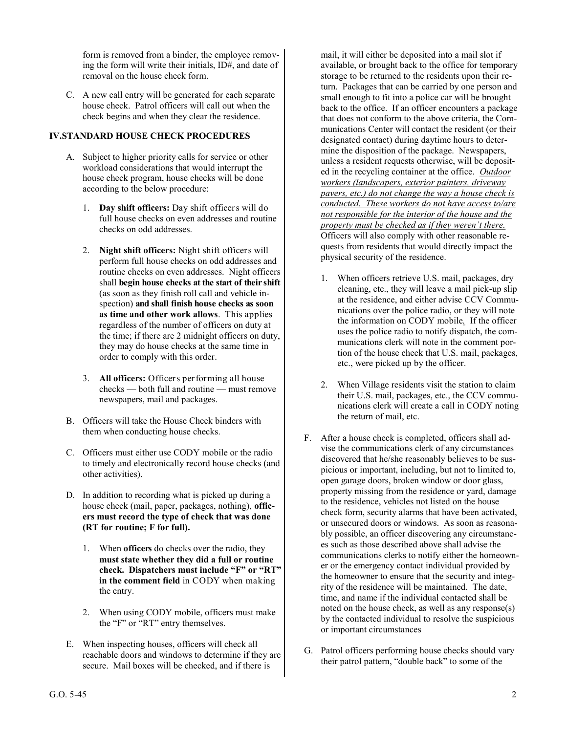form is removed from a binder, the employee removing the form will write their initials, ID#, and date of removal on the house check form.

C. A new call entry will be generated for each separate house check. Patrol officers will call out when the check begins and when they clear the residence.

## IV.STANDARD HOUSE CHECK PROCEDURES

A. Subject to higher priority calls for service or other workload considerations that would interrupt the house check program, house checks will be done according to the below procedure:

1. **Day shift officers:** Day shift officers will do full house checks on even addresses and routine checks on odd addresses.

2. **Night shift officers:** Night shift officers will perform full house checks on odd addresses and routine checks on even addresses. Night officers shall **begin house checks at the start of their shift** (as soon as they finish roll call and vehicle inspection) **and shall finish house checks as soon as time and other work allows**. This applies regardless of the number of officers on duty at the time; if there are 2 midnight officers on duty, they may do house checks at the same time in order to comply with this order.

3. **All officers:** Officers performing all house checks — both full and routine — must remove newspapers, mail and packages.

B. Officers will take the House Check binders with them when conducting house checks.

C. Officers must either use CODY mobile or the radio to timely and electronically record house checks (and other activities).

D. In addition to recording what is picked up during a house check (mail, paper, packages, nothing), **officers must record the type of check that was done (RT for routine; F for full).**

1. When **officers** do checks over the radio, they **must state whether they did a full or routine check. Dispatchers must include "F" or "RT" in the comment field** in CODY when making the entry.

2. When using CODY mobile, officers must make the "F" or "RT" entry themselves.

E. When inspecting houses, officers will check all reachable doors and windows to determine if they are secure. Mail boxes will be checked, and if there is mail, it will either be deposited into a mail slot if available, or brought back to the office for temporary storage to be returned to the residents upon their return. Packages that can be carried by one person and small enough to fit into a police car will be brought back to the office. If an officer encounters a package that does not conform to the above criteria, the Communications Center will contact the resident (or their designated contact) during daytime hours to determine the disposition of the package. Newspapers, unless a resident requests otherwise, will be deposited in the recycling container at the office. *Outdoor workers (landscapers, exterior painters, driveway pavers, etc.) do not change the way a house check is conducted. These workers do not have access to/are not responsible for the interior of the house and the property must be checked as if they weren't there.* Officers will also comply with other reasonable requests from residents that would directly impact the physical security of the residence.

1. When officers retrieve U.S. mail, packages, dry cleaning, etc., they will leave a mail pick-up slip at the residence, and either advise CCV Communications over the police radio, or they will note the information on CODY mobile. If the officer uses the police radio to notify dispatch, the communications clerk will note in the comment portion of the house check that U.S. mail, packages, etc., were picked up by the officer.

2. When Village residents visit the station to claim their U.S. mail, packages, etc., the CCV communications clerk will create a call in CODY noting the return of mail, etc.

F. After a house check is completed, officers shall advise the communications clerk of any circumstances discovered that he/she reasonably believes to be suspicious or important, including, but not to limited to, open garage doors, broken window or door glass, property missing from the residence or yard, damage to the residence, vehicles not listed on the house check form, security alarms that have been activated, or unsecured doors or windows. As soon as reasonably possible, an officer discovering any circumstances such as those described above shall advise the communications clerks to notify either the homeowner or the emergency contact individual provided by the homeowner to ensure that the security and integrity of the residence will be maintained. The date, time, and name if the individual contacted shall be noted on the house check, as well as any response(s) by the contacted individual to resolve the suspicious or important circumstances

G. Patrol officers performing house checks should vary their patrol pattern, "double back" to some of the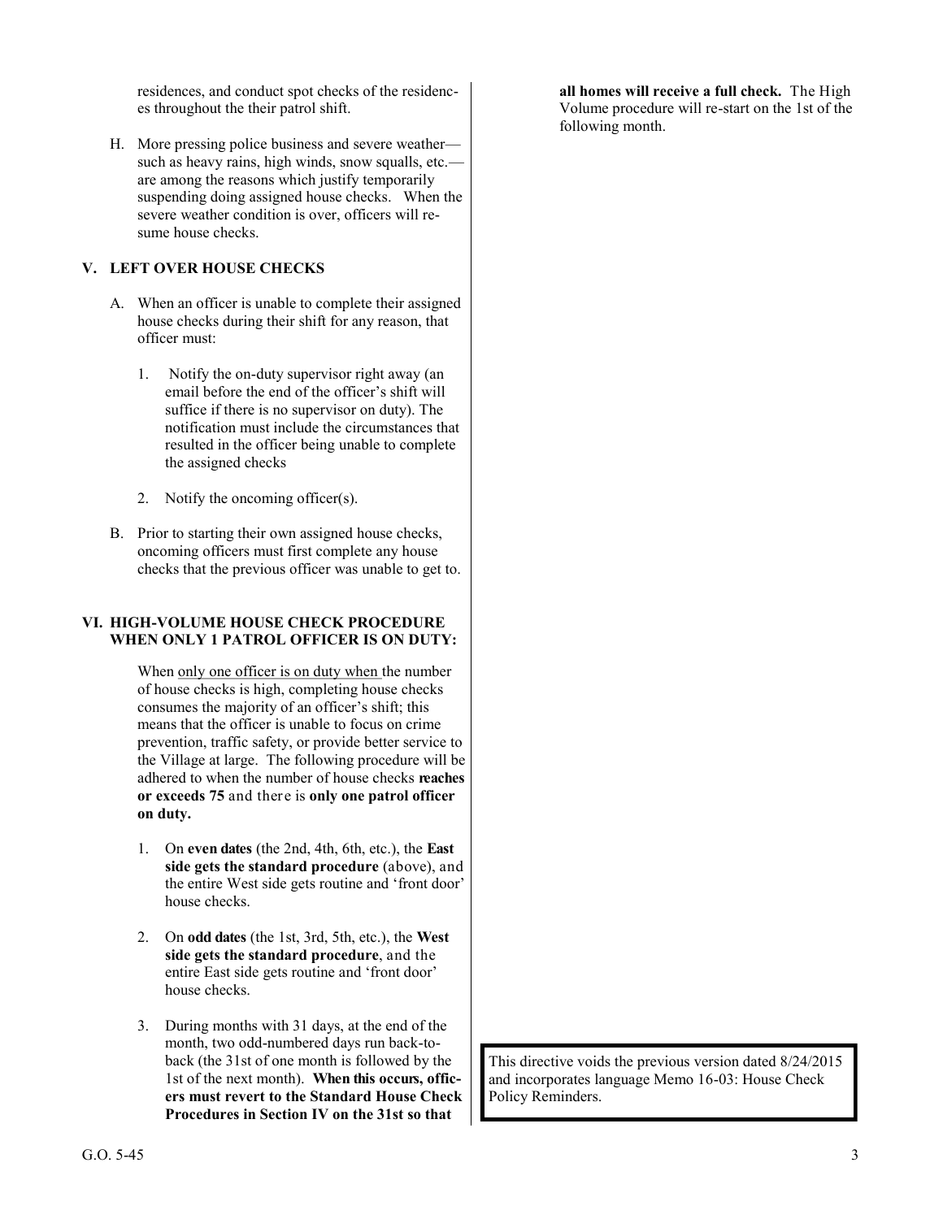residences, and conduct spot checks of the residences throughout the their patrol shift.

H. More pressing police business and severe weather—such as heavy rains, high winds, snow squalls, etc.—are among the reasons which justify temporarily suspending doing assigned house checks. When the severe weather condition is over, officers will resume house checks.

## V. LEFT OVER HOUSE CHECKS

A. When an officer is unable to complete their assigned house checks during their shift for any reason, that officer must:

1. Notify the on-duty supervisor right away (an email before the end of the officer's shift will suffice if there is no supervisor on duty). The notification must include the circumstances that resulted in the officer being unable to complete the assigned checks

2. Notify the oncoming officer(s).

B. Prior to starting their own assigned house checks, oncoming officers must first complete any house checks that the previous officer was unable to get to.

## VI. HIGH-VOLUME HOUSE CHECK PROCEDURE WHEN ONLY 1 PATROL OFFICER IS ON DUTY:

When only one officer is on duty when the number of house checks is high, completing house checks consumes the majority of an officer's shift; this means that the officer is unable to focus on crime prevention, traffic safety, or provide better service to the Village at large. The following procedure will be adhered to when the number of house checks **reaches or exceeds 75** and there is **only one patrol officer on duty.**

1. On **even dates** (the 2nd, 4th, 6th, etc.), the **East side gets the standard procedure** (above), and the entire West side gets routine and 'front door' house checks.

2. On **odd dates** (the 1st, 3rd, 5th, etc.), the **West side gets the standard procedure**, and the entire East side gets routine and 'front door' house checks.

3. During months with 31 days, at the end of the month, two odd-numbered days run back-to-back (the 31st of one month is followed by the 1st of the next month). **When this occurs, officers must revert to the Standard House Check Procedures in Section IV on the 31st so that all homes will receive a full check.** The High Volume procedure will re-start on the 1st of the following month.

This directive voids the previous version dated 8/24/2015 and incorporates language Memo 16-03: House Check Policy Reminders.